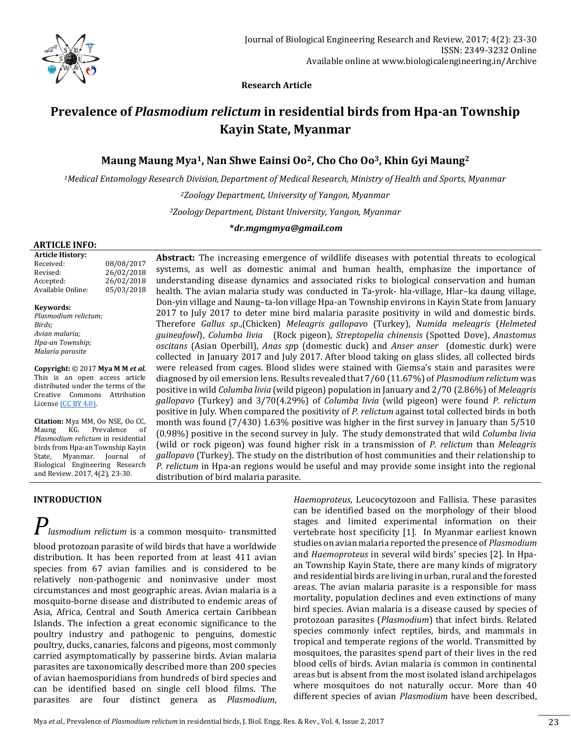**Research Article**

# Prevalence of *Plasmodium relictum* in residential birds from Hpa-an Township Kayin State, Myanmar

**Maung Maung Mya[1], Nan Shwe Eainsi Oo[2], Cho Cho Oo[3], Khin Gyi Maung[2]**

[1]*Medical Entomology Research Division, Department of Medical Research, Ministry of Health and Sports, Myanmar*

[2]*Zoology Department, University of Yangon, Myanmar*

[3]*Zoology Department, Distant University, Yangon, Myanmar*

***dr.mgmgmya@gmail.com**

**ARTICLE INFO:**

**Article History:**

| | |
|---|---|
| Received: | 08/08/2017 |
| Revised: | 26/02/2018 |
| Accepted: | 26/02/2018 |
| Available Online: | 05/03/2018 |

**Keywords:**
*Plasmodium relictum; Birds; Avian malaria; Hpa-an Township; Malaria parasite*

**Copyright:** © 2017 **Mya M M *et al.*** This is an open access article distributed under the terms of the Creative Commons Attribution License (CC BY 4.0).

**Citation:** Mya MM, Oo NSE, Oo CC, Maung KG. Prevalence of *Plasmodium relictum* in residential birds from Hpa-an Township Kayin State, Myanmar. Journal of Biological Engineering Research and Review. 2017, 4(2), 23-30.

**Abstract:** The increasing emergence of wildlife diseases with potential threats to ecological systems, as well as domestic animal and human health, emphasize the importance of understanding disease dynamics and associated risks to biological conservation and human health. The avian malaria study was conducted in Ta-yrok- hla-village, Hlar–ka daung village, Don-yin village and Naung–ta-lon village Hpa-an Township environs in Kayin State from January 2017 to July 2017 to deter mine bird malaria parasite positivity in wild and domestic birds. Therefore *Gallus sp*.,(Chicken) *Meleagris gallopavo* (Turkey), *Numida meleagris* (*Helmeted guineafowl*), *Columba livia* (Rock pigeon), *Streptopelia chinensis* (Spotted Dove), *Anastomus oscitans* (Asian Operbill), *Anas sp*p (domestic duck) and *Anser anser* (domestic durk) were collected in January 2017 and July 2017. After blood taking on glass slides, all collected birds were released from cages. Blood slides were stained with Giemsa's stain and parasites were diagnosed by oil emersion lens. Results revealed that 7/60 (11.67%) of *Plasmodium relictum* was positive in wild *Columba livia* (wild pigeon) population in January and 2/70 (2.86%) of *Meleagris gallopavo* (Turkey) and 3/70(4.29%) of *Columba livia* (wild pigeon) were found *P. relictum* positive in July. When compared the positivity of *P. relictum* against total collected birds in both month was found (7/430) 1.63% positive was higher in the first survey in January than 5/510 (0.98%) positive in the second survey in July. The study demonstrated that wild *Columba livia* (wild or rock pigeon) was found higher risk in a transmission of *P. relictum* than *Meleagris gallopavo* (Turkey). The study on the distribution of host communities and their relationship to *P. relictum* in Hpa-an regions would be useful and may provide some insight into the regional distribution of bird malaria parasite.

## INTRODUCTION

*Plasmodium relictum* is a common mosquito- transmitted blood protozoan parasite of wild birds that have a worldwide distribution. It has been reported from at least 411 avian species from 67 avian families and is considered to be relatively non-pathogenic and noninvasive under most circumstances and most geographic areas. Avian malaria is a mosquito-borne disease and distributed to endemic areas of Asia, Africa, Central and South America certain Caribbean Islands. The infection a great economic significance to the poultry industry and pathogenic to penguins, domestic poultry, ducks, canaries, falcons and pigeons, most commonly carried asymptomatically by passerine birds. Avian malaria parasites are taxonomically described more than 200 species of avian haemosporidians from hundreds of bird species and can be identified based on single cell blood films. The parasites are four distinct genera as *Plasmodium*, *Haemoproteus*, Leucocytozoon and Fallisia. These parasites can be identified based on the morphology of their blood stages and limited experimental information on their vertebrate host specificity [1]. In Myanmar earliest known studies on avian malaria reported the presence of *Plasmodium* and *Haemoproteus* in several wild birds' species [2]. In Hpa-an Township Kayin State, there are many kinds of migratory and residential birds are living in urban, rural and the forested areas. The avian malaria parasite is a responsible for mass mortality, population declines and even extinctions of many bird species. Avian malaria is a disease caused by species of protozoan parasites (*Plasmodium*) that infect birds. Related species commonly infect reptiles, birds, and mammals in tropical and temperate regions of the world. Transmitted by mosquitoes, the parasites spend part of their lives in the red blood cells of birds. Avian malaria is common in continental areas but is absent from the most isolated island archipelagos where mosquitoes do not naturally occur. More than 40 different species of avian *Plasmodium* have been described,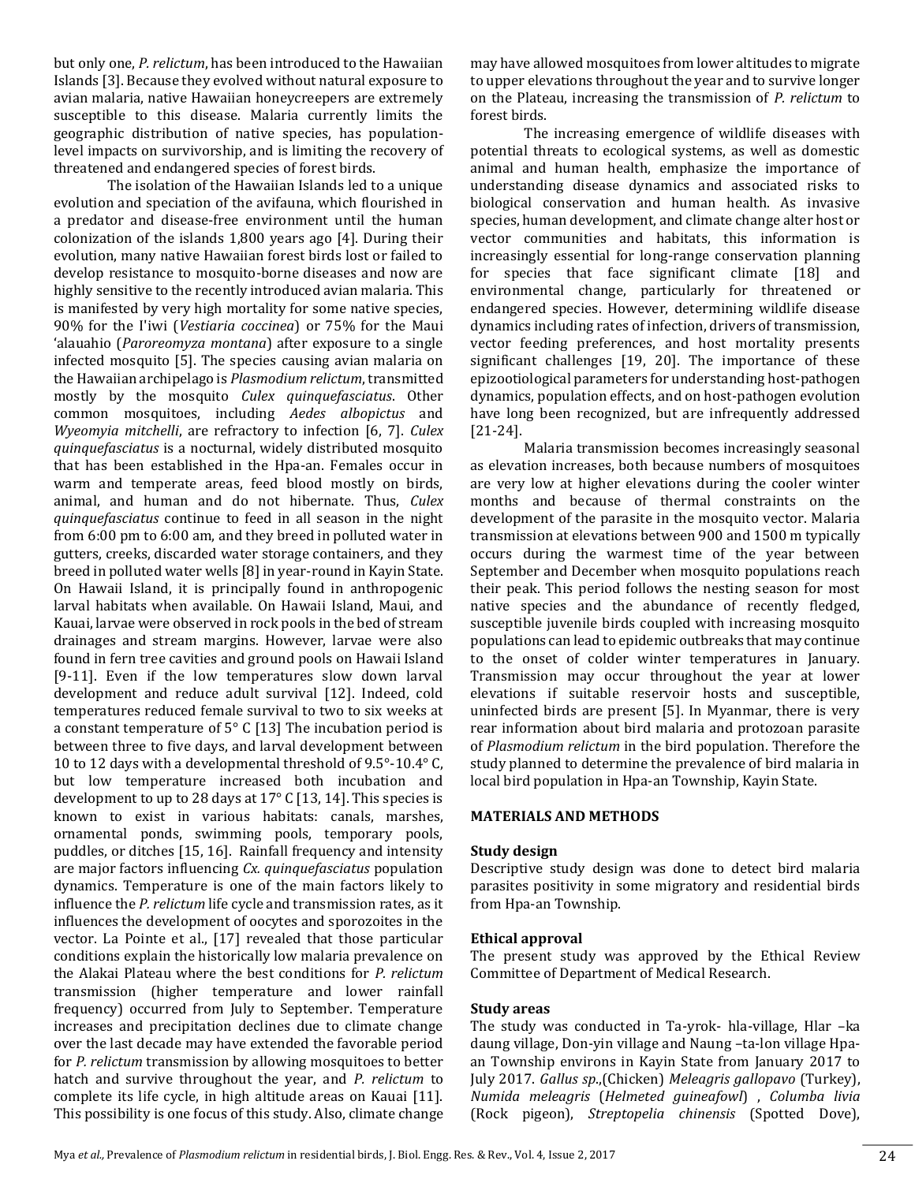but only one, *P. relictum*, has been introduced to the Hawaiian Islands [3]. Because they evolved without natural exposure to avian malaria, native Hawaiian honeycreepers are extremely susceptible to this disease. Malaria currently limits the geographic distribution of native species, has population-level impacts on survivorship, and is limiting the recovery of threatened and endangered species of forest birds.

The isolation of the Hawaiian Islands led to a unique evolution and speciation of the avifauna, which flourished in a predator and disease-free environment until the human colonization of the islands 1,800 years ago [4]. During their evolution, many native Hawaiian forest birds lost or failed to develop resistance to mosquito-borne diseases and now are highly sensitive to the recently introduced avian malaria. This is manifested by very high mortality for some native species, 90% for the I'iwi (*Vestiaria coccinea*) or 75% for the Maui 'alauahio (*Paroreomyza montana*) after exposure to a single infected mosquito [5]. The species causing avian malaria on the Hawaiian archipelago is *Plasmodium relictum*, transmitted mostly by the mosquito *Culex quinquefasciatus*. Other common mosquitoes, including *Aedes albopictus* and *Wyeomyia mitchelli*, are refractory to infection [6, 7]. *Culex quinquefasciatus* is a nocturnal, widely distributed mosquito that has been established in the Hpa-an. Females occur in warm and temperate areas, feed blood mostly on birds, animal, and human and do not hibernate. Thus, *Culex quinquefasciatus* continue to feed in all season in the night from 6:00 pm to 6:00 am, and they breed in polluted water in gutters, creeks, discarded water storage containers, and they breed in polluted water wells [8] in year-round in Kayin State. On Hawaii Island, it is principally found in anthropogenic larval habitats when available. On Hawaii Island, Maui, and Kauai, larvae were observed in rock pools in the bed of stream drainages and stream margins. However, larvae were also found in fern tree cavities and ground pools on Hawaii Island [9-11]. Even if the low temperatures slow down larval development and reduce adult survival [12]. Indeed, cold temperatures reduced female survival to two to six weeks at a constant temperature of 5° C [13] The incubation period is between three to five days, and larval development between 10 to 12 days with a developmental threshold of 9.5°-10.4° C, but low temperature increased both incubation and development to up to 28 days at 17° C [13, 14]. This species is known to exist in various habitats: canals, marshes, ornamental ponds, swimming pools, temporary pools, puddles, or ditches [15, 16]. Rainfall frequency and intensity are major factors influencing *Cx. quinquefasciatus* population dynamics. Temperature is one of the main factors likely to influence the *P. relictum* life cycle and transmission rates, as it influences the development of oocytes and sporozoites in the vector. La Pointe et al., [17] revealed that those particular conditions explain the historically low malaria prevalence on the Alakai Plateau where the best conditions for *P. relictum* transmission (higher temperature and lower rainfall frequency) occurred from July to September. Temperature increases and precipitation declines due to climate change over the last decade may have extended the favorable period for *P. relictum* transmission by allowing mosquitoes to better hatch and survive throughout the year, and *P. relictum* to complete its life cycle, in high altitude areas on Kauai [11]. This possibility is one focus of this study. Also, climate change may have allowed mosquitoes from lower altitudes to migrate to upper elevations throughout the year and to survive longer on the Plateau, increasing the transmission of *P. relictum* to forest birds.

The increasing emergence of wildlife diseases with potential threats to ecological systems, as well as domestic animal and human health, emphasize the importance of understanding disease dynamics and associated risks to biological conservation and human health. As invasive species, human development, and climate change alter host or vector communities and habitats, this information is increasingly essential for long-range conservation planning for species that face significant climate [18] and environmental change, particularly for threatened or endangered species. However, determining wildlife disease dynamics including rates of infection, drivers of transmission, vector feeding preferences, and host mortality presents significant challenges [19, 20]. The importance of these epizootiological parameters for understanding host-pathogen dynamics, population effects, and on host-pathogen evolution have long been recognized, but are infrequently addressed [21-24].

Malaria transmission becomes increasingly seasonal as elevation increases, both because numbers of mosquitoes are very low at higher elevations during the cooler winter months and because of thermal constraints on the development of the parasite in the mosquito vector. Malaria transmission at elevations between 900 and 1500 m typically occurs during the warmest time of the year between September and December when mosquito populations reach their peak. This period follows the nesting season for most native species and the abundance of recently fledged, susceptible juvenile birds coupled with increasing mosquito populations can lead to epidemic outbreaks that may continue to the onset of colder winter temperatures in January. Transmission may occur throughout the year at lower elevations if suitable reservoir hosts and susceptible, uninfected birds are present [5]. In Myanmar, there is very rear information about bird malaria and protozoan parasite of *Plasmodium relictum* in the bird population. Therefore the study planned to determine the prevalence of bird malaria in local bird population in Hpa-an Township, Kayin State.

## MATERIALS AND METHODS

### Study design

Descriptive study design was done to detect bird malaria parasites positivity in some migratory and residential birds from Hpa-an Township.

### Ethical approval

The present study was approved by the Ethical Review Committee of Department of Medical Research.

### Study areas

The study was conducted in Ta-yrok- hla-village, Hlar –ka daung village, Don-yin village and Naung –ta-lon village Hpa-an Township environs in Kayin State from January 2017 to July 2017. *Gallus sp*.,(Chicken) *Meleagris gallopavo* (Turkey), *Numida meleagris* (*Helmeted guineafowl*) , *Columba livia* (Rock pigeon), *Streptopelia chinensis* (Spotted Dove),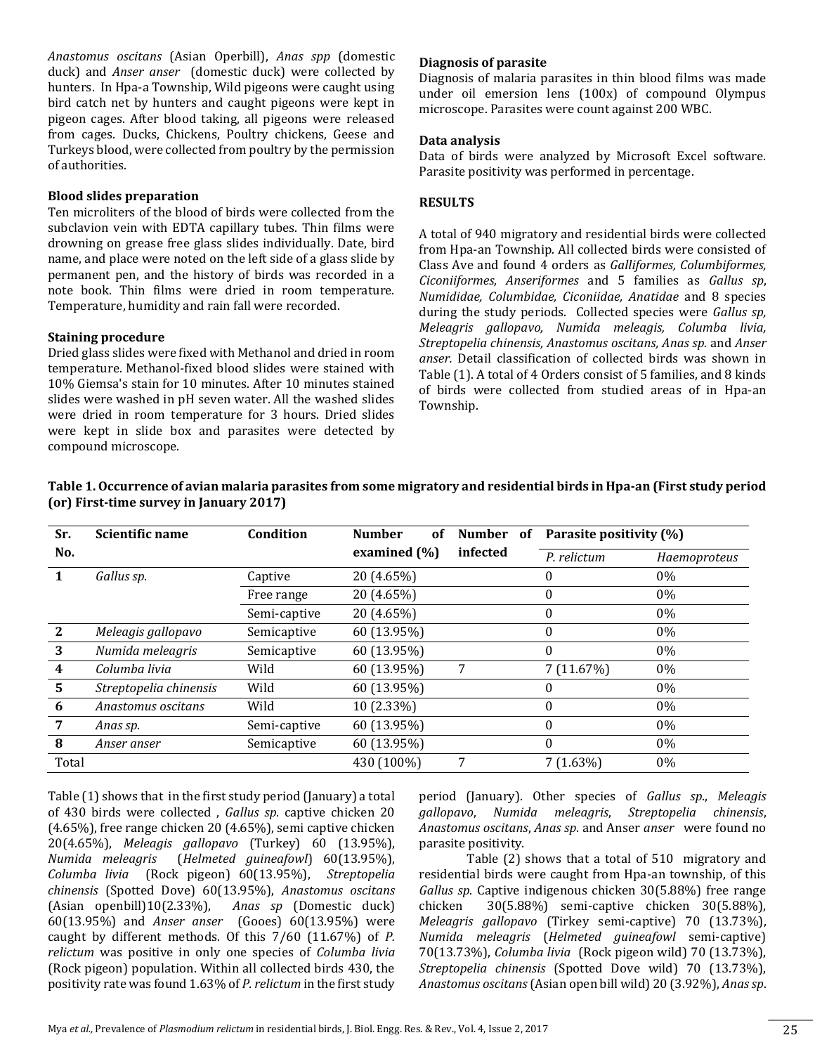*Anastomus oscitans* (Asian Operbill), *Anas spp* (domestic duck) and *Anser anser* (domestic duck) were collected by hunters. In Hpa-a Township, Wild pigeons were caught using bird catch net by hunters and caught pigeons were kept in pigeon cages. After blood taking, all pigeons were released from cages. Ducks, Chickens, Poultry chickens, Geese and Turkeys blood, were collected from poultry by the permission of authorities.

**Blood slides preparation**

Ten microliters of the blood of birds were collected from the subclavion vein with EDTA capillary tubes. Thin films were drowning on grease free glass slides individually. Date, bird name, and place were noted on the left side of a glass slide by permanent pen, and the history of birds was recorded in a note book. Thin films were dried in room temperature. Temperature, humidity and rain fall were recorded.

**Staining procedure**

Dried glass slides were fixed with Methanol and dried in room temperature. Methanol-fixed blood slides were stained with 10% Giemsa's stain for 10 minutes. After 10 minutes stained slides were washed in pH seven water. All the washed slides were dried in room temperature for 3 hours. Dried slides were kept in slide box and parasites were detected by compound microscope.

**Diagnosis of parasite**

Diagnosis of malaria parasites in thin blood films was made under oil emersion lens (100x) of compound Olympus microscope. Parasites were count against 200 WBC.

**Data analysis**

Data of birds were analyzed by Microsoft Excel software. Parasite positivity was performed in percentage.

**RESULTS**

A total of 940 migratory and residential birds were collected from Hpa-an Township. All collected birds were consisted of Class Ave and found 4 orders as *Galliformes, Columbiformes, Ciconiiformes, Anseriformes* and 5 families as *Gallus sp*, *Numididae, Columbidae, Ciconiidae, Anatidae* and 8 species during the study periods. Collected species were *Gallus sp, Meleagris gallopavo, Numida meleagis, Columba livia, Streptopelia chinensis, Anastomus oscitans, Anas sp.* and *Anser anser.* Detail classification of collected birds was shown in Table (1). A total of 4 Orders consist of 5 families, and 8 kinds of birds were collected from studied areas of in Hpa-an Township.

**Table 1. Occurrence of avian malaria parasites from some migratory and residential birds in Hpa-an (First study period (or) First-time survey in January 2017)**

| Sr. No. | Scientific name | Condition | Number of examined (%) | Number of infected | Parasite positivity (%) | |
|---|---|---|---|---|---|---|
| | | | | | *P. relictum* | *Haemoproteus* |
| **1** | *Gallus sp.* | Captive | 20 (4.65%) | | 0 | 0% |
| | | Free range | 20 (4.65%) | | 0 | 0% |
| | | Semi-captive | 20 (4.65%) | | 0 | 0% |
| **2** | *Meleagis gallopavo* | Semicaptive | 60 (13.95%) | | 0 | 0% |
| **3** | *Numida meleagris* | Semicaptive | 60 (13.95%) | | 0 | 0% |
| **4** | *Columba livia* | Wild | 60 (13.95%) | 7 | 7 (11.67%) | 0% |
| **5** | *Streptopelia chinensis* | Wild | 60 (13.95%) | | 0 | 0% |
| **6** | *Anastomus oscitans* | Wild | 10 (2.33%) | | 0 | 0% |
| **7** | *Anas sp.* | Semi-captive | 60 (13.95%) | | 0 | 0% |
| **8** | *Anser anser* | Semicaptive | 60 (13.95%) | | 0 | 0% |
| Total | | | 430 (100%) | 7 | 7 (1.63%) | 0% |

Table (1) shows that in the first study period (January) a total of 430 birds were collected , *Gallus sp*. captive chicken 20 (4.65%), free range chicken 20 (4.65%), semi captive chicken 20(4.65%), *Meleagis gallopavo* (Turkey) 60 (13.95%), *Numida meleagris* (*Helmeted guineafowl*) 60(13.95%), *Columba livia* (Rock pigeon) 60(13.95%), *Streptopelia chinensis* (Spotted Dove) 60(13.95%), *Anastomus oscitans* (Asian openbill)10(2.33%), *Anas sp* (Domestic duck) 60(13.95%) and *Anser anser* (Gooes) 60(13.95%) were caught by different methods. Of this 7/60 (11.67%) of *P. relictum* was positive in only one species of *Columba livia* (Rock pigeon) population. Within all collected birds 430, the positivity rate was found 1.63% of *P. relictum* in the first study period (January). Other species of *Gallus sp.*, *Meleagis gallopavo*, *Numida meleagris*, *Streptopelia chinensis*, *Anastomus oscitans*, *Anas sp*. and Anser *anser* were found no parasite positivity.

Table (2) shows that a total of 510 migratory and residential birds were caught from Hpa-an township, of this *Gallus sp*. Captive indigenous chicken 30(5.88%) free range chicken 30(5.88%) semi-captive chicken 30(5.88%), *Meleagris gallopavo* (Tirkey semi-captive) 70 (13.73%), *Numida meleagris* (*Helmeted guineafowl* semi-captive) 70(13.73%), *Columba livia* (Rock pigeon wild) 70 (13.73%), *Streptopelia chinensis* (Spotted Dove wild) 70 (13.73%), *Anastomus oscitans* (Asian open bill wild) 20 (3.92%), *Anas sp*.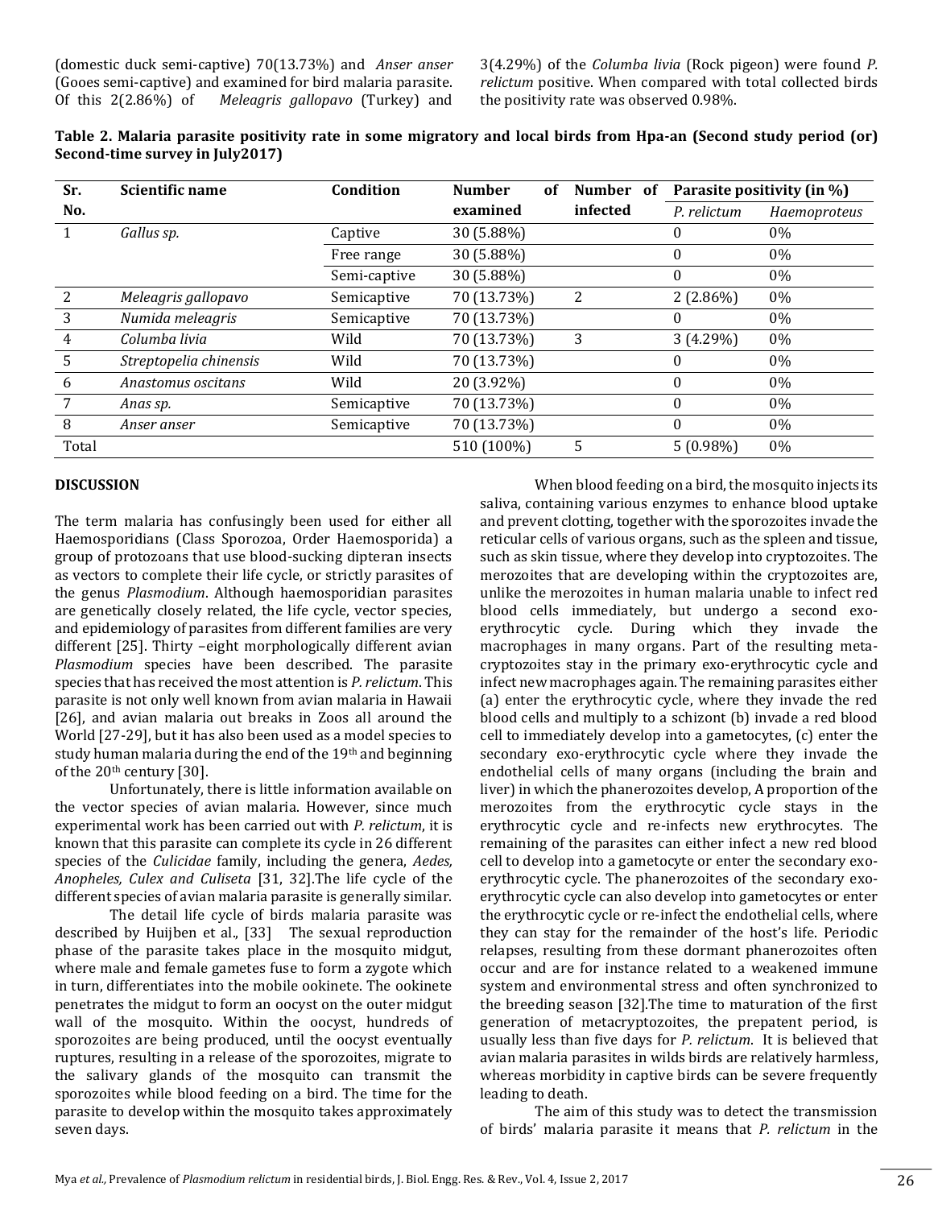(domestic duck semi-captive) 70(13.73%) and *Anser anser* (Gooes semi-captive) and examined for bird malaria parasite. Of this 2(2.86%) of *Meleagris gallopavo* (Turkey) and 3(4.29%) of the *Columba livia* (Rock pigeon) were found *P. relictum* positive. When compared with total collected birds the positivity rate was observed 0.98%.

**Table 2. Malaria parasite positivity rate in some migratory and local birds from Hpa-an (Second study period (or) Second-time survey in July2017)**

| Sr. No. | Scientific name | Condition | Number of examined | Number of infected | Parasite positivity (in %) | |
|---|---|---|---|---|---|---|
| | | | | | *P. relictum* | *Haemoproteus* |
| 1 | *Gallus sp.* | Captive | 30 (5.88%) | | 0 | 0% |
| | | Free range | 30 (5.88%) | | 0 | 0% |
| | | Semi-captive | 30 (5.88%) | | 0 | 0% |
| 2 | *Meleagris gallopavo* | Semicaptive | 70 (13.73%) | 2 | 2 (2.86%) | 0% |
| 3 | *Numida meleagris* | Semicaptive | 70 (13.73%) | | 0 | 0% |
| 4 | *Columba livia* | Wild | 70 (13.73%) | 3 | 3 (4.29%) | 0% |
| 5 | *Streptopelia chinensis* | Wild | 70 (13.73%) | | 0 | 0% |
| 6 | *Anastomus oscitans* | Wild | 20 (3.92%) | | 0 | 0% |
| 7 | *Anas sp.* | Semicaptive | 70 (13.73%) | | 0 | 0% |
| 8 | *Anser anser* | Semicaptive | 70 (13.73%) | | 0 | 0% |
| Total | | | 510 (100%) | 5 | 5 (0.98%) | 0% |

## DISCUSSION

The term malaria has confusingly been used for either all Haemosporidians (Class Sporozoa, Order Haemosporida) a group of protozoans that use blood-sucking dipteran insects as vectors to complete their life cycle, or strictly parasites of the genus *Plasmodium*. Although haemosporidian parasites are genetically closely related, the life cycle, vector species, and epidemiology of parasites from different families are very different [25]. Thirty –eight morphologically different avian *Plasmodium* species have been described. The parasite species that has received the most attention is *P. relictum*. This parasite is not only well known from avian malaria in Hawaii [26], and avian malaria out breaks in Zoos all around the World [27-29], but it has also been used as a model species to study human malaria during the end of the 19th and beginning of the 20th century [30].

Unfortunately, there is little information available on the vector species of avian malaria. However, since much experimental work has been carried out with *P. relictum*, it is known that this parasite can complete its cycle in 26 different species of the *Culicidae* family, including the genera, *Aedes, Anopheles, Culex and Culiseta* [31, 32].The life cycle of the different species of avian malaria parasite is generally similar.

The detail life cycle of birds malaria parasite was described by Huijben et al., [33] The sexual reproduction phase of the parasite takes place in the mosquito midgut, where male and female gametes fuse to form a zygote which in turn, differentiates into the mobile ookinete. The ookinete penetrates the midgut to form an oocyst on the outer midgut wall of the mosquito. Within the oocyst, hundreds of sporozoites are being produced, until the oocyst eventually ruptures, resulting in a release of the sporozoites, migrate to the salivary glands of the mosquito can transmit the sporozoites while blood feeding on a bird. The time for the parasite to develop within the mosquito takes approximately seven days.

When blood feeding on a bird, the mosquito injects its saliva, containing various enzymes to enhance blood uptake and prevent clotting, together with the sporozoites invade the reticular cells of various organs, such as the spleen and tissue, such as skin tissue, where they develop into cryptozoites. The merozoites that are developing within the cryptozoites are, unlike the merozoites in human malaria unable to infect red blood cells immediately, but undergo a second exo-erythrocytic cycle. During which they invade the macrophages in many organs. Part of the resulting meta-cryptozoites stay in the primary exo-erythrocytic cycle and infect new macrophages again. The remaining parasites either (a) enter the erythrocytic cycle, where they invade the red blood cells and multiply to a schizont (b) invade a red blood cell to immediately develop into a gametocytes, (c) enter the secondary exo-erythrocytic cycle where they invade the endothelial cells of many organs (including the brain and liver) in which the phanerozoites develop, A proportion of the merozoites from the erythrocytic cycle stays in the erythrocytic cycle and re-infects new erythrocytes. The remaining of the parasites can either infect a new red blood cell to develop into a gametocyte or enter the secondary exo-erythrocytic cycle. The phanerozoites of the secondary exo-erythrocytic cycle can also develop into gametocytes or enter the erythrocytic cycle or re-infect the endothelial cells, where they can stay for the remainder of the host's life. Periodic relapses, resulting from these dormant phanerozoites often occur and are for instance related to a weakened immune system and environmental stress and often synchronized to the breeding season [32].The time to maturation of the first generation of metacryptozoites, the prepatent period, is usually less than five days for *P. relictum*. It is believed that avian malaria parasites in wilds birds are relatively harmless, whereas morbidity in captive birds can be severe frequently leading to death.

The aim of this study was to detect the transmission of birds' malaria parasite it means that *P. relictum* in the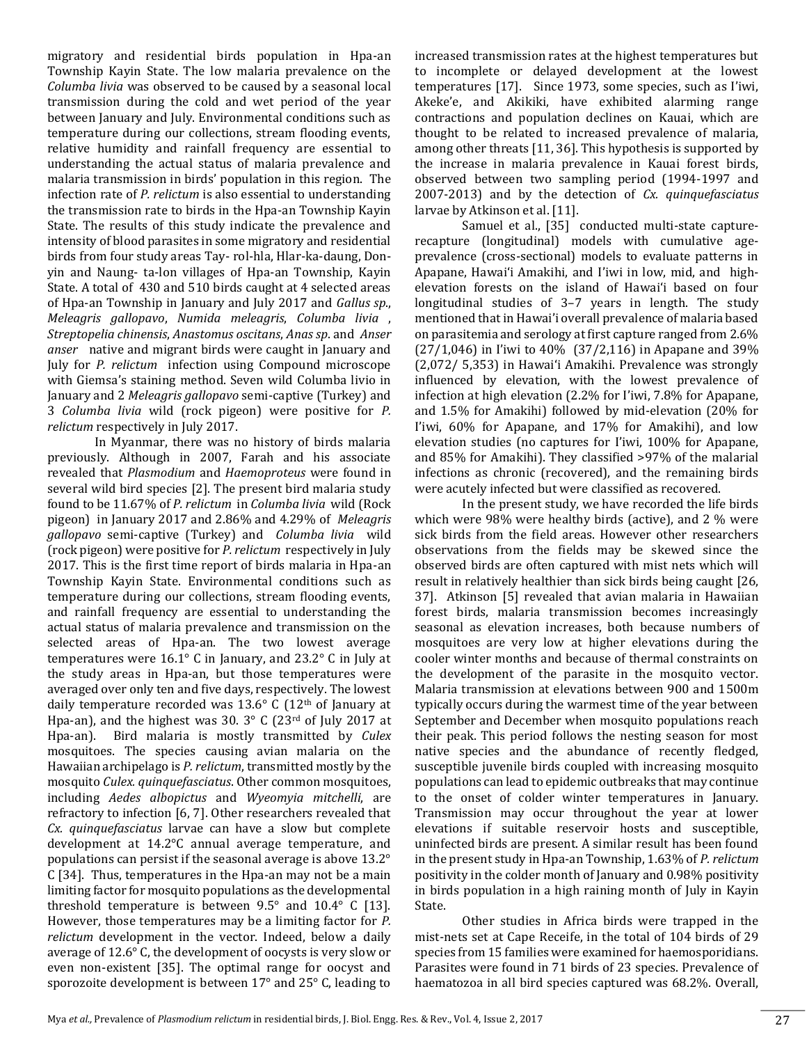migratory and residential birds population in Hpa-an Township Kayin State. The low malaria prevalence on the *Columba livia* was observed to be caused by a seasonal local transmission during the cold and wet period of the year between January and July. Environmental conditions such as temperature during our collections, stream flooding events, relative humidity and rainfall frequency are essential to understanding the actual status of malaria prevalence and malaria transmission in birds' population in this region. The infection rate of *P. relictum* is also essential to understanding the transmission rate to birds in the Hpa-an Township Kayin State. The results of this study indicate the prevalence and intensity of blood parasites in some migratory and residential birds from four study areas Tay- rol-hla, Hlar-ka-daung, Don-yin and Naung- ta-lon villages of Hpa-an Township, Kayin State. A total of 430 and 510 birds caught at 4 selected areas of Hpa-an Township in January and July 2017 and *Gallus sp*., *Meleagris gallopavo*, *Numida meleagris*, *Columba livia* , *Streptopelia chinensis*, *Anastomus oscitans*, *Anas sp*. and *Anser anser* native and migrant birds were caught in January and July for *P. relictum* infection using Compound microscope with Giemsa's staining method. Seven wild Columba livio in January and 2 *Meleagris gallopavo* semi-captive (Turkey) and 3 *Columba livia* wild (rock pigeon) were positive for *P. relictum* respectively in July 2017.

In Myanmar, there was no history of birds malaria previously. Although in 2007, Farah and his associate revealed that *Plasmodium* and *Haemoproteus* were found in several wild bird species [2]. The present bird malaria study found to be 11.67% of *P. relictum* in *Columba livia* wild (Rock pigeon) in January 2017 and 2.86% and 4.29% of *Meleagris gallopavo* semi-captive (Turkey) and *Columba livia* wild (rock pigeon) were positive for *P. relictum* respectively in July 2017. This is the first time report of birds malaria in Hpa-an Township Kayin State. Environmental conditions such as temperature during our collections, stream flooding events, and rainfall frequency are essential to understanding the actual status of malaria prevalence and transmission on the selected areas of Hpa-an. The two lowest average temperatures were 16.1° C in January, and 23.2° C in July at the study areas in Hpa-an, but those temperatures were averaged over only ten and five days, respectively. The lowest daily temperature recorded was 13.6° C (12th of January at Hpa-an), and the highest was 30. 3° C (23rd of July 2017 at Hpa-an). Bird malaria is mostly transmitted by *Culex* mosquitoes. The species causing avian malaria on the Hawaiian archipelago is *P. relictum*, transmitted mostly by the mosquito *Culex. quinquefasciatus*. Other common mosquitoes, including *Aedes albopictus* and *Wyeomyia mitchelli*, are refractory to infection [6, 7]. Other researchers revealed that *Cx. quinquefasciatus* larvae can have a slow but complete development at 14.2°C annual average temperature, and populations can persist if the seasonal average is above 13.2° C [34]. Thus, temperatures in the Hpa-an may not be a main limiting factor for mosquito populations as the developmental threshold temperature is between 9.5° and 10.4° C [13]. However, those temperatures may be a limiting factor for *P. relictum* development in the vector. Indeed, below a daily average of 12.6° C, the development of oocysts is very slow or even non-existent [35]. The optimal range for oocyst and sporozoite development is between 17° and 25° C, leading to increased transmission rates at the highest temperatures but to incomplete or delayed development at the lowest temperatures [17]. Since 1973, some species, such as I'iwi, Akeke'e, and Akikiki, have exhibited alarming range contractions and population declines on Kauai, which are thought to be related to increased prevalence of malaria, among other threats [11, 36]. This hypothesis is supported by the increase in malaria prevalence in Kauai forest birds, observed between two sampling period (1994-1997 and 2007-2013) and by the detection of *Cx. quinquefasciatus* larvae by Atkinson et al. [11].

Samuel et al., [35] conducted multi-state capture-recapture (longitudinal) models with cumulative age-prevalence (cross-sectional) models to evaluate patterns in Apapane, Hawai'i Amakihi, and I'iwi in low, mid, and high-elevation forests on the island of Hawai'i based on four longitudinal studies of 3–7 years in length. The study mentioned that in Hawai'i overall prevalence of malaria based on parasitemia and serology at first capture ranged from 2.6% (27/1,046) in I'iwi to 40% (37/2,116) in Apapane and 39% (2,072/ 5,353) in Hawai'i Amakihi. Prevalence was strongly influenced by elevation, with the lowest prevalence of infection at high elevation (2.2% for I'iwi, 7.8% for Apapane, and 1.5% for Amakihi) followed by mid-elevation (20% for I'iwi, 60% for Apapane, and 17% for Amakihi), and low elevation studies (no captures for I'iwi, 100% for Apapane, and 85% for Amakihi). They classified >97% of the malarial infections as chronic (recovered), and the remaining birds were acutely infected but were classified as recovered.

In the present study, we have recorded the life birds which were 98% were healthy birds (active), and 2 % were sick birds from the field areas. However other researchers observations from the fields may be skewed since the observed birds are often captured with mist nets which will result in relatively healthier than sick birds being caught [26, 37]. Atkinson [5] revealed that avian malaria in Hawaiian forest birds, malaria transmission becomes increasingly seasonal as elevation increases, both because numbers of mosquitoes are very low at higher elevations during the cooler winter months and because of thermal constraints on the development of the parasite in the mosquito vector. Malaria transmission at elevations between 900 and 1500m typically occurs during the warmest time of the year between September and December when mosquito populations reach their peak. This period follows the nesting season for most native species and the abundance of recently fledged, susceptible juvenile birds coupled with increasing mosquito populations can lead to epidemic outbreaks that may continue to the onset of colder winter temperatures in January. Transmission may occur throughout the year at lower elevations if suitable reservoir hosts and susceptible, uninfected birds are present. A similar result has been found in the present study in Hpa-an Township, 1.63% of *P. relictum* positivity in the colder month of January and 0.98% positivity in birds population in a high raining month of July in Kayin State.

Other studies in Africa birds were trapped in the mist-nets set at Cape Receife, in the total of 104 birds of 29 species from 15 families were examined for haemosporidians. Parasites were found in 71 birds of 23 species. Prevalence of haematozoa in all bird species captured was 68.2%. Overall,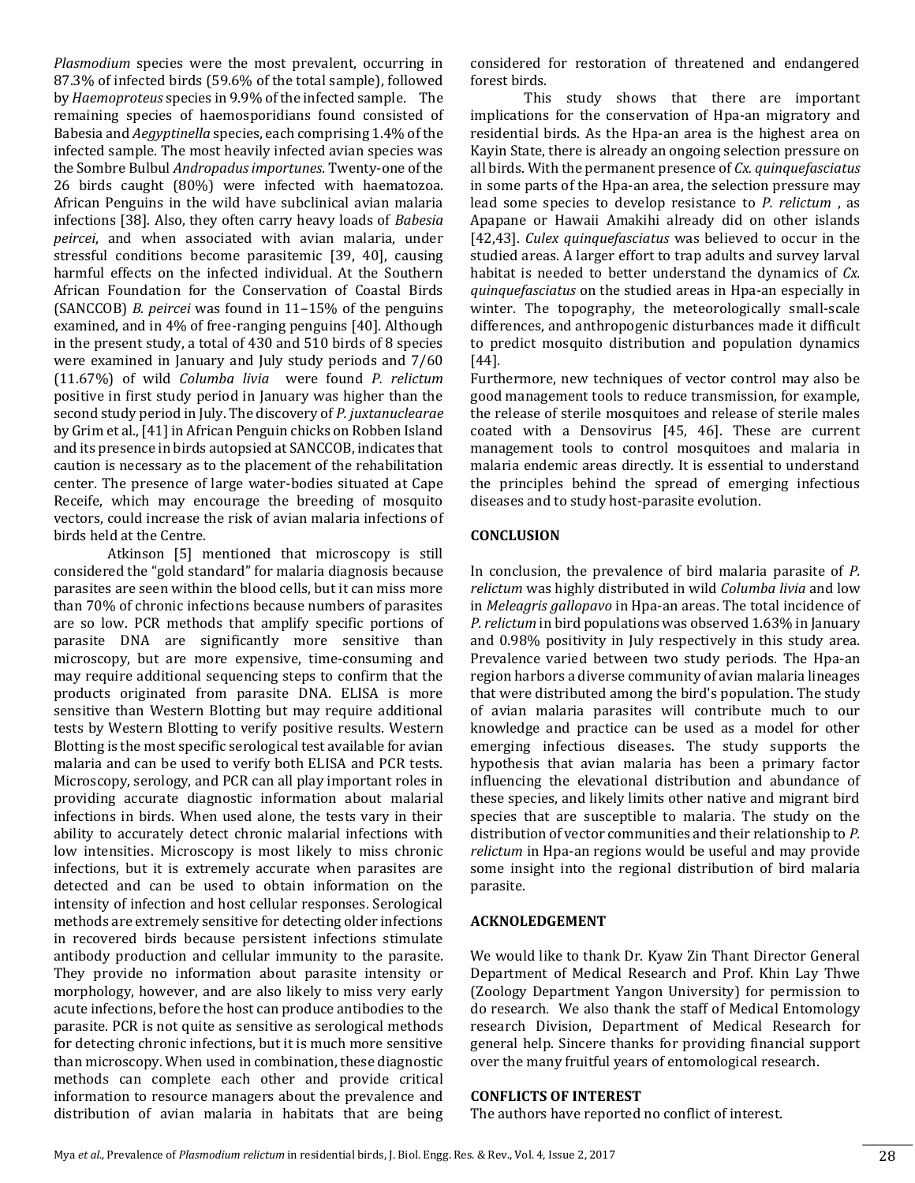*Plasmodium* species were the most prevalent, occurring in 87.3% of infected birds (59.6% of the total sample), followed by *Haemoproteus* species in 9.9% of the infected sample. The remaining species of haemosporidians found consisted of Babesia and *Aegyptinella* species, each comprising 1.4% of the infected sample. The most heavily infected avian species was the Sombre Bulbul *Andropadus importunes*. Twenty-one of the 26 birds caught (80%) were infected with haematozoa. African Penguins in the wild have subclinical avian malaria infections [38]. Also, they often carry heavy loads of *Babesia peircei*, and when associated with avian malaria, under stressful conditions become parasitemic [39, 40], causing harmful effects on the infected individual. At the Southern African Foundation for the Conservation of Coastal Birds (SANCCOB) *B. peircei* was found in 11–15% of the penguins examined, and in 4% of free-ranging penguins [40]. Although in the present study, a total of 430 and 510 birds of 8 species were examined in January and July study periods and 7/60 (11.67%) of wild *Columba livia* were found *P. relictum* positive in first study period in January was higher than the second study period in July. The discovery of *P. juxtanuclearae* by Grim et al., [41] in African Penguin chicks on Robben Island and its presence in birds autopsied at SANCCOB, indicates that caution is necessary as to the placement of the rehabilitation center. The presence of large water-bodies situated at Cape Receife, which may encourage the breeding of mosquito vectors, could increase the risk of avian malaria infections of birds held at the Centre.

Atkinson [5] mentioned that microscopy is still considered the "gold standard" for malaria diagnosis because parasites are seen within the blood cells, but it can miss more than 70% of chronic infections because numbers of parasites are so low. PCR methods that amplify specific portions of parasite DNA are significantly more sensitive than microscopy, but are more expensive, time-consuming and may require additional sequencing steps to confirm that the products originated from parasite DNA. ELISA is more sensitive than Western Blotting but may require additional tests by Western Blotting to verify positive results. Western Blotting is the most specific serological test available for avian malaria and can be used to verify both ELISA and PCR tests. Microscopy, serology, and PCR can all play important roles in providing accurate diagnostic information about malarial infections in birds. When used alone, the tests vary in their ability to accurately detect chronic malarial infections with low intensities. Microscopy is most likely to miss chronic infections, but it is extremely accurate when parasites are detected and can be used to obtain information on the intensity of infection and host cellular responses. Serological methods are extremely sensitive for detecting older infections in recovered birds because persistent infections stimulate antibody production and cellular immunity to the parasite. They provide no information about parasite intensity or morphology, however, and are also likely to miss very early acute infections, before the host can produce antibodies to the parasite. PCR is not quite as sensitive as serological methods for detecting chronic infections, but it is much more sensitive than microscopy. When used in combination, these diagnostic methods can complete each other and provide critical information to resource managers about the prevalence and distribution of avian malaria in habitats that are being considered for restoration of threatened and endangered forest birds.

This study shows that there are important implications for the conservation of Hpa-an migratory and residential birds. As the Hpa-an area is the highest area on Kayin State, there is already an ongoing selection pressure on all birds. With the permanent presence of *Cx. quinquefasciatus* in some parts of the Hpa-an area, the selection pressure may lead some species to develop resistance to *P. relictum* , as Apapane or Hawaii Amakihi already did on other islands [42,43]. *Culex quinquefasciatus* was believed to occur in the studied areas. A larger effort to trap adults and survey larval habitat is needed to better understand the dynamics of *Cx. quinquefasciatus* on the studied areas in Hpa-an especially in winter. The topography, the meteorologically small-scale differences, and anthropogenic disturbances made it difficult to predict mosquito distribution and population dynamics [44].

Furthermore, new techniques of vector control may also be good management tools to reduce transmission, for example, the release of sterile mosquitoes and release of sterile males coated with a Densovirus [45, 46]. These are current management tools to control mosquitoes and malaria in malaria endemic areas directly. It is essential to understand the principles behind the spread of emerging infectious diseases and to study host-parasite evolution.

## CONCLUSION

In conclusion, the prevalence of bird malaria parasite of *P. relictum* was highly distributed in wild *Columba livia* and low in *Meleagris gallopavo* in Hpa-an areas. The total incidence of *P. relictum* in bird populations was observed 1.63% in January and 0.98% positivity in July respectively in this study area. Prevalence varied between two study periods. The Hpa-an region harbors a diverse community of avian malaria lineages that were distributed among the bird's population. The study of avian malaria parasites will contribute much to our knowledge and practice can be used as a model for other emerging infectious diseases. The study supports the hypothesis that avian malaria has been a primary factor influencing the elevational distribution and abundance of these species, and likely limits other native and migrant bird species that are susceptible to malaria. The study on the distribution of vector communities and their relationship to *P. relictum* in Hpa-an regions would be useful and may provide some insight into the regional distribution of bird malaria parasite.

## ACKNOLEDGEMENT

We would like to thank Dr. Kyaw Zin Thant Director General Department of Medical Research and Prof. Khin Lay Thwe (Zoology Department Yangon University) for permission to do research. We also thank the staff of Medical Entomology research Division, Department of Medical Research for general help. Sincere thanks for providing financial support over the many fruitful years of entomological research.

## CONFLICTS OF INTEREST

The authors have reported no conflict of interest.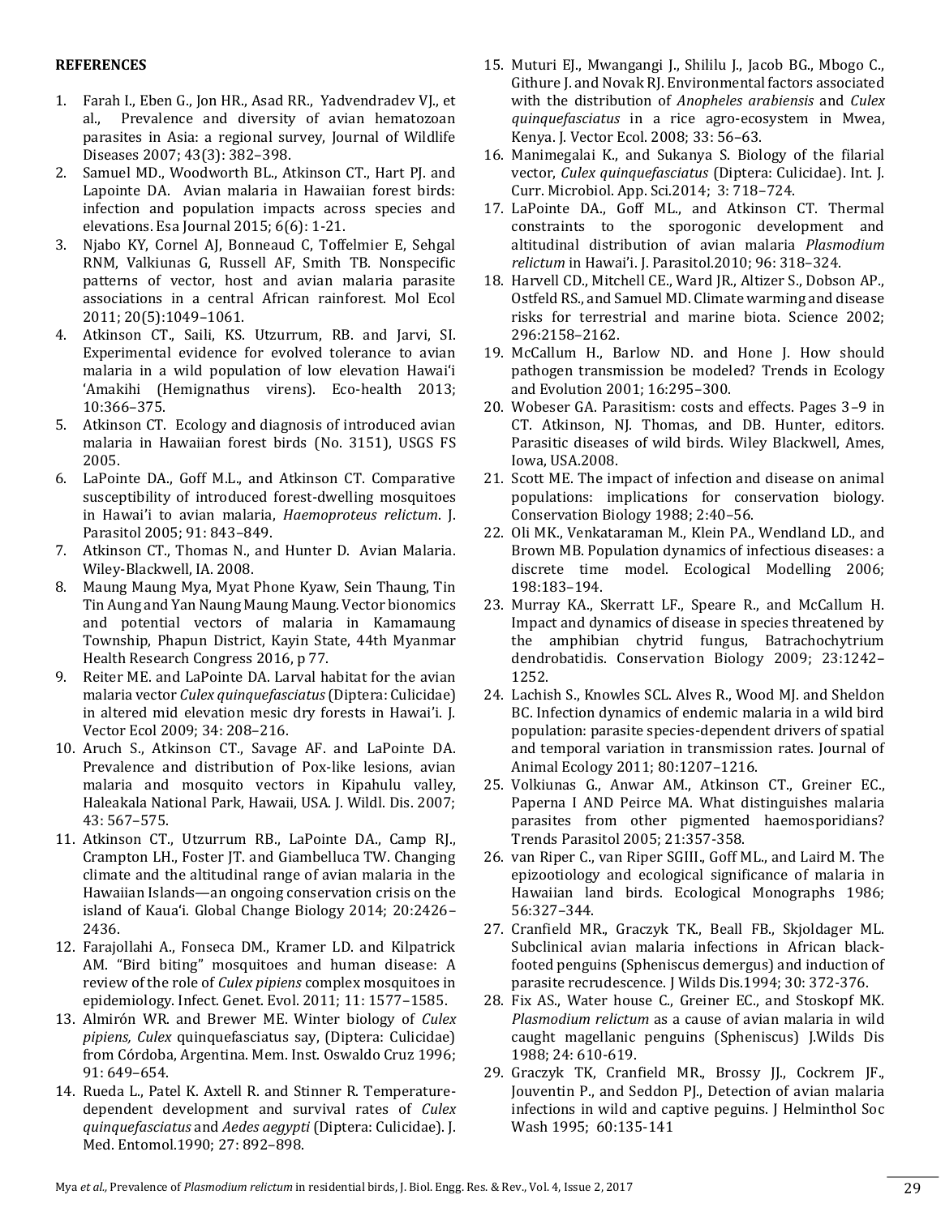**REFERENCES**

1. Farah I., Eben G., Jon HR., Asad RR., Yadvendradev VJ., et al., Prevalence and diversity of avian hematozoan parasites in Asia: a regional survey, Journal of Wildlife Diseases 2007; 43(3): 382–398.
2. Samuel MD., Woodworth BL., Atkinson CT., Hart PJ. and Lapointe DA. Avian malaria in Hawaiian forest birds: infection and population impacts across species and elevations. Esa Journal 2015; 6(6): 1-21.
3. Njabo KY, Cornel AJ, Bonneaud C, Toffelmier E, Sehgal RNM, Valkiunas G, Russell AF, Smith TB. Nonspecific patterns of vector, host and avian malaria parasite associations in a central African rainforest. Mol Ecol 2011; 20(5):1049–1061.
4. Atkinson CT., Saili, KS. Utzurrum, RB. and Jarvi, SI. Experimental evidence for evolved tolerance to avian malaria in a wild population of low elevation Hawai'i 'Amakihi (Hemignathus virens). Eco-health 2013; 10:366–375.
5. Atkinson CT. Ecology and diagnosis of introduced avian malaria in Hawaiian forest birds (No. 3151), USGS FS 2005.
6. LaPointe DA., Goff M.L., and Atkinson CT. Comparative susceptibility of introduced forest-dwelling mosquitoes in Hawai'i to avian malaria, *Haemoproteus relictum*. J. Parasitol 2005; 91: 843–849.
7. Atkinson CT., Thomas N., and Hunter D. Avian Malaria. Wiley-Blackwell, IA. 2008.
8. Maung Maung Mya, Myat Phone Kyaw, Sein Thaung, Tin Tin Aung and Yan Naung Maung Maung. Vector bionomics and potential vectors of malaria in Kamamaung Township, Phapun District, Kayin State, 44th Myanmar Health Research Congress 2016, p 77.
9. Reiter ME. and LaPointe DA. Larval habitat for the avian malaria vector *Culex quinquefasciatus* (Diptera: Culicidae) in altered mid elevation mesic dry forests in Hawai'i. J. Vector Ecol 2009; 34: 208–216.
10. Aruch S., Atkinson CT., Savage AF. and LaPointe DA. Prevalence and distribution of Pox-like lesions, avian malaria and mosquito vectors in Kipahulu valley, Haleakala National Park, Hawaii, USA. J. Wildl. Dis. 2007; 43: 567–575.
11. Atkinson CT., Utzurrum RB., LaPointe DA., Camp RJ., Crampton LH., Foster JT. and Giambelluca TW. Changing climate and the altitudinal range of avian malaria in the Hawaiian Islands—an ongoing conservation crisis on the island of Kaua'i. Global Change Biology 2014; 20:2426–2436.
12. Farajollahi A., Fonseca DM., Kramer LD. and Kilpatrick AM. "Bird biting" mosquitoes and human disease: A review of the role of *Culex pipiens* complex mosquitoes in epidemiology. Infect. Genet. Evol. 2011; 11: 1577–1585.
13. Almirón WR. and Brewer ME. Winter biology of *Culex pipiens, Culex* quinquefasciatus say, (Diptera: Culicidae) from Córdoba, Argentina. Mem. Inst. Oswaldo Cruz 1996; 91: 649–654.
14. Rueda L., Patel K. Axtell R. and Stinner R. Temperature-dependent development and survival rates of *Culex quinquefasciatus* and *Aedes aegypti* (Diptera: Culicidae). J. Med. Entomol.1990; 27: 892–898.
15. Muturi EJ., Mwangangi J., Shililu J., Jacob BG., Mbogo C., Githure J. and Novak RJ. Environmental factors associated with the distribution of *Anopheles arabiensis* and *Culex quinquefasciatus* in a rice agro-ecosystem in Mwea, Kenya. J. Vector Ecol. 2008; 33: 56–63.
16. Manimegalai K., and Sukanya S. Biology of the filarial vector, *Culex quinquefasciatus* (Diptera: Culicidae). Int. J. Curr. Microbiol. App. Sci.2014; 3: 718–724.
17. LaPointe DA., Goff ML., and Atkinson CT. Thermal constraints to the sporogonic development and altitudinal distribution of avian malaria *Plasmodium relictum* in Hawai'i. J. Parasitol.2010; 96: 318–324.
18. Harvell CD., Mitchell CE., Ward JR., Altizer S., Dobson AP., Ostfeld RS., and Samuel MD. Climate warming and disease risks for terrestrial and marine biota. Science 2002; 296:2158–2162.
19. McCallum H., Barlow ND. and Hone J. How should pathogen transmission be modeled? Trends in Ecology and Evolution 2001; 16:295–300.
20. Wobeser GA. Parasitism: costs and effects. Pages 3–9 in CT. Atkinson, NJ. Thomas, and DB. Hunter, editors. Parasitic diseases of wild birds. Wiley Blackwell, Ames, Iowa, USA.2008.
21. Scott ME. The impact of infection and disease on animal populations: implications for conservation biology. Conservation Biology 1988; 2:40–56.
22. Oli MK., Venkataraman M., Klein PA., Wendland LD., and Brown MB. Population dynamics of infectious diseases: a discrete time model. Ecological Modelling 2006; 198:183–194.
23. Murray KA., Skerratt LF., Speare R., and McCallum H. Impact and dynamics of disease in species threatened by the amphibian chytrid fungus, Batrachochytrium dendrobatidis. Conservation Biology 2009; 23:1242–1252.
24. Lachish S., Knowles SCL. Alves R., Wood MJ. and Sheldon BC. Infection dynamics of endemic malaria in a wild bird population: parasite species-dependent drivers of spatial and temporal variation in transmission rates. Journal of Animal Ecology 2011; 80:1207–1216.
25. Volkiunas G., Anwar AM., Atkinson CT., Greiner EC., Paperna I AND Peirce MA. What distinguishes malaria parasites from other pigmented haemosporidians? Trends Parasitol 2005; 21:357-358.
26. van Riper C., van Riper SGIII., Goff ML., and Laird M. The epizootiology and ecological significance of malaria in Hawaiian land birds. Ecological Monographs 1986; 56:327–344.
27. Cranfield MR., Graczyk TK., Beall FB., Skjoldager ML. Subclinical avian malaria infections in African black-footed penguins (Spheniscus demergus) and induction of parasite recrudescence. J Wilds Dis.1994; 30: 372-376.
28. Fix AS., Water house C., Greiner EC., and Stoskopf MK. *Plasmodium relictum* as a cause of avian malaria in wild caught magellanic penguins (Spheniscus) J.Wilds Dis 1988; 24: 610-619.
29. Graczyk TK, Cranfield MR., Brossy JJ., Cockrem JF., Jouventin P., and Seddon PJ., Detection of avian malaria infections in wild and captive peguins. J Helminthol Soc Wash 1995; 60:135-141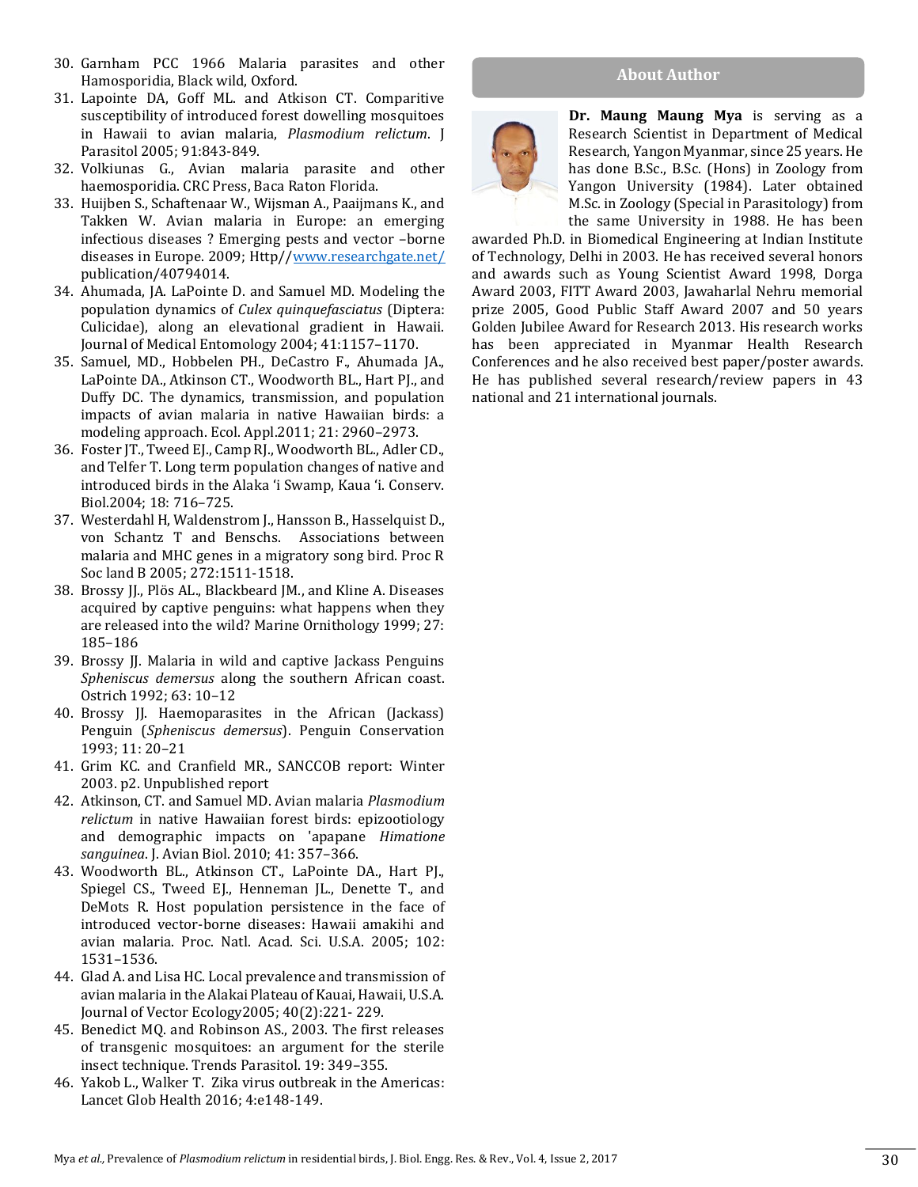30. Garnham PCC 1966 Malaria parasites and other Hamosporidia, Black wild, Oxford.
31. Lapointe DA, Goff ML. and Atkison CT. Comparitive susceptibility of introduced forest dowelling mosquitoes in Hawaii to avian malaria, *Plasmodium relictum*. J Parasitol 2005; 91:843-849.
32. Volkiunas G., Avian malaria parasite and other haemosporidia. CRC Press, Baca Raton Florida.
33. Huijben S., Schaftenaar W., Wijsman A., Paaijmans K., and Takken W. Avian malaria in Europe: an emerging infectious diseases ? Emerging pests and vector –borne diseases in Europe. 2009; Http//www.researchgate.net/publication/40794014.
34. Ahumada, JA. LaPointe D. and Samuel MD. Modeling the population dynamics of *Culex quinquefasciatus* (Diptera: Culicidae), along an elevational gradient in Hawaii. Journal of Medical Entomology 2004; 41:1157–1170.
35. Samuel, MD., Hobbelen PH., DeCastro F., Ahumada JA., LaPointe DA., Atkinson CT., Woodworth BL., Hart PJ., and Duffy DC. The dynamics, transmission, and population impacts of avian malaria in native Hawaiian birds: a modeling approach. Ecol. Appl.2011; 21: 2960–2973.
36. Foster JT., Tweed EJ., Camp RJ., Woodworth BL., Adler CD., and Telfer T. Long term population changes of native and introduced birds in the Alaka 'i Swamp, Kaua 'i. Conserv. Biol.2004; 18: 716–725.
37. Westerdahl H, Waldenstrom J., Hansson B., Hasselquist D., von Schantz T and Benschs. Associations between malaria and MHC genes in a migratory song bird. Proc R Soc land B 2005; 272:1511-1518.
38. Brossy JJ., Plös AL., Blackbeard JM., and Kline A. Diseases acquired by captive penguins: what happens when they are released into the wild? Marine Ornithology 1999; 27: 185–186
39. Brossy JJ. Malaria in wild and captive Jackass Penguins *Spheniscus demersus* along the southern African coast. Ostrich 1992; 63: 10–12
40. Brossy JJ. Haemoparasites in the African (Jackass) Penguin (*Spheniscus demersus*). Penguin Conservation 1993; 11: 20–21
41. Grim KC. and Cranfield MR., SANCCOB report: Winter 2003. p2. Unpublished report
42. Atkinson, CT. and Samuel MD. Avian malaria *Plasmodium relictum* in native Hawaiian forest birds: epizootiology and demographic impacts on 'apapane *Himatione sanguinea*. J. Avian Biol. 2010; 41: 357–366.
43. Woodworth BL., Atkinson CT., LaPointe DA., Hart PJ., Spiegel CS., Tweed EJ., Henneman JL., Denette T., and DeMots R. Host population persistence in the face of introduced vector-borne diseases: Hawaii amakihi and avian malaria. Proc. Natl. Acad. Sci. U.S.A. 2005; 102: 1531–1536.
44. Glad A. and Lisa HC. Local prevalence and transmission of avian malaria in the Alakai Plateau of Kauai, Hawaii, U.S.A. Journal of Vector Ecology2005; 40(2):221- 229.
45. Benedict MQ. and Robinson AS., 2003. The first releases of transgenic mosquitoes: an argument for the sterile insect technique. Trends Parasitol. 19: 349–355.
46. Yakob L., Walker T. Zika virus outbreak in the Americas: Lancet Glob Health 2016; 4:e148-149.

## About Author

**Dr. Maung Maung Mya** is serving as a Research Scientist in Department of Medical Research, Yangon Myanmar, since 25 years. He has done B.Sc., B.Sc. (Hons) in Zoology from Yangon University (1984). Later obtained M.Sc. in Zoology (Special in Parasitology) from the same University in 1988. He has been awarded Ph.D. in Biomedical Engineering at Indian Institute of Technology, Delhi in 2003. He has received several honors and awards such as Young Scientist Award 1998, Dorga Award 2003, FITT Award 2003, Jawaharlal Nehru memorial prize 2005, Good Public Staff Award 2007 and 50 years Golden Jubilee Award for Research 2013. His research works has been appreciated in Myanmar Health Research Conferences and he also received best paper/poster awards. He has published several research/review papers in 43 national and 21 international journals.